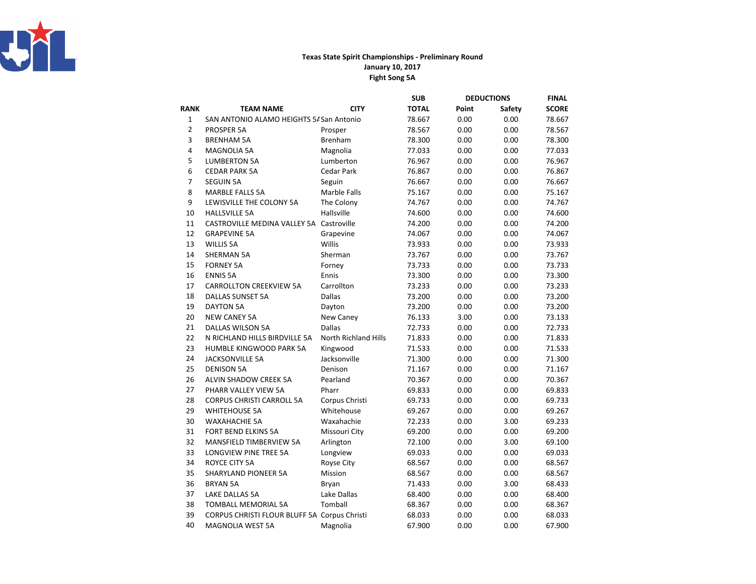**Texas State Spirit Championships - Preliminary Round**

**January 10, 2017**

**Fight Song 5A**

| RANK | TEAM NAME | CITY | SUB TOTAL | DEDUCTIONS Point | DEDUCTIONS Safety | FINAL SCORE |
|---|---|---|---|---|---|---|
| 1 | SAN ANTONIO ALAMO HEIGHTS 5A | San Antonio | 78.667 | 0.00 | 0.00 | 78.667 |
| 2 | PROSPER 5A | Prosper | 78.567 | 0.00 | 0.00 | 78.567 |
| 3 | BRENHAM 5A | Brenham | 78.300 | 0.00 | 0.00 | 78.300 |
| 4 | MAGNOLIA 5A | Magnolia | 77.033 | 0.00 | 0.00 | 77.033 |
| 5 | LUMBERTON 5A | Lumberton | 76.967 | 0.00 | 0.00 | 76.967 |
| 6 | CEDAR PARK 5A | Cedar Park | 76.867 | 0.00 | 0.00 | 76.867 |
| 7 | SEGUIN 5A | Seguin | 76.667 | 0.00 | 0.00 | 76.667 |
| 8 | MARBLE FALLS 5A | Marble Falls | 75.167 | 0.00 | 0.00 | 75.167 |
| 9 | LEWISVILLE THE COLONY 5A | The Colony | 74.767 | 0.00 | 0.00 | 74.767 |
| 10 | HALLSVILLE 5A | Hallsville | 74.600 | 0.00 | 0.00 | 74.600 |
| 11 | CASTROVILLE MEDINA VALLEY 5A | Castroville | 74.200 | 0.00 | 0.00 | 74.200 |
| 12 | GRAPEVINE 5A | Grapevine | 74.067 | 0.00 | 0.00 | 74.067 |
| 13 | WILLIS 5A | Willis | 73.933 | 0.00 | 0.00 | 73.933 |
| 14 | SHERMAN 5A | Sherman | 73.767 | 0.00 | 0.00 | 73.767 |
| 15 | FORNEY 5A | Forney | 73.733 | 0.00 | 0.00 | 73.733 |
| 16 | ENNIS 5A | Ennis | 73.300 | 0.00 | 0.00 | 73.300 |
| 17 | CARROLLTON CREEKVIEW 5A | Carrollton | 73.233 | 0.00 | 0.00 | 73.233 |
| 18 | DALLAS SUNSET 5A | Dallas | 73.200 | 0.00 | 0.00 | 73.200 |
| 19 | DAYTON 5A | Dayton | 73.200 | 0.00 | 0.00 | 73.200 |
| 20 | NEW CANEY 5A | New Caney | 76.133 | 3.00 | 0.00 | 73.133 |
| 21 | DALLAS WILSON 5A | Dallas | 72.733 | 0.00 | 0.00 | 72.733 |
| 22 | N RICHLAND HILLS BIRDVILLE 5A | North Richland Hills | 71.833 | 0.00 | 0.00 | 71.833 |
| 23 | HUMBLE KINGWOOD PARK 5A | Kingwood | 71.533 | 0.00 | 0.00 | 71.533 |
| 24 | JACKSONVILLE 5A | Jacksonville | 71.300 | 0.00 | 0.00 | 71.300 |
| 25 | DENISON 5A | Denison | 71.167 | 0.00 | 0.00 | 71.167 |
| 26 | ALVIN SHADOW CREEK 5A | Pearland | 70.367 | 0.00 | 0.00 | 70.367 |
| 27 | PHARR VALLEY VIEW 5A | Pharr | 69.833 | 0.00 | 0.00 | 69.833 |
| 28 | CORPUS CHRISTI CARROLL 5A | Corpus Christi | 69.733 | 0.00 | 0.00 | 69.733 |
| 29 | WHITEHOUSE 5A | Whitehouse | 69.267 | 0.00 | 0.00 | 69.267 |
| 30 | WAXAHACHIE 5A | Waxahachie | 72.233 | 0.00 | 3.00 | 69.233 |
| 31 | FORT BEND ELKINS 5A | Missouri City | 69.200 | 0.00 | 0.00 | 69.200 |
| 32 | MANSFIELD TIMBERVIEW 5A | Arlington | 72.100 | 0.00 | 3.00 | 69.100 |
| 33 | LONGVIEW PINE TREE 5A | Longview | 69.033 | 0.00 | 0.00 | 69.033 |
| 34 | ROYCE CITY 5A | Royse City | 68.567 | 0.00 | 0.00 | 68.567 |
| 35 | SHARYLAND PIONEER 5A | Mission | 68.567 | 0.00 | 0.00 | 68.567 |
| 36 | BRYAN 5A | Bryan | 71.433 | 0.00 | 3.00 | 68.433 |
| 37 | LAKE DALLAS 5A | Lake Dallas | 68.400 | 0.00 | 0.00 | 68.400 |
| 38 | TOMBALL MEMORIAL 5A | Tomball | 68.367 | 0.00 | 0.00 | 68.367 |
| 39 | CORPUS CHRISTI FLOUR BLUFF 5A | Corpus Christi | 68.033 | 0.00 | 0.00 | 68.033 |
| 40 | MAGNOLIA WEST 5A | Magnolia | 67.900 | 0.00 | 0.00 | 67.900 |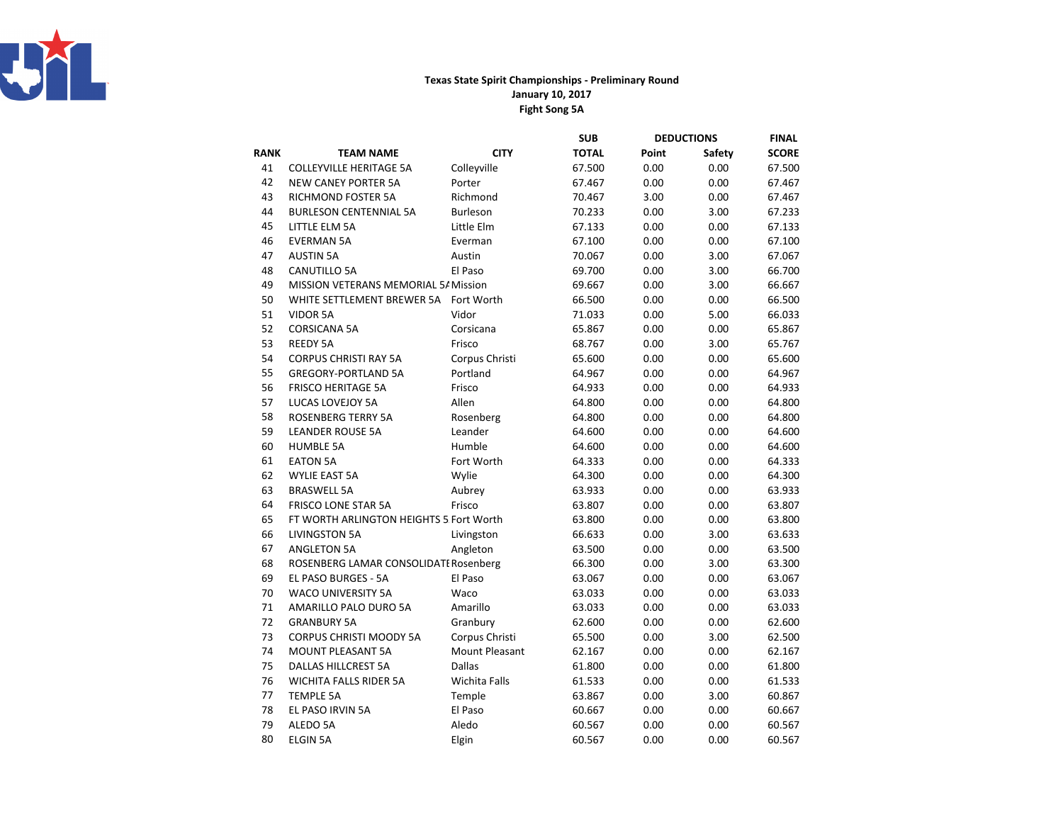**Texas State Spirit Championships - Preliminary Round**
**January 10, 2017**
**Fight Song 5A**

| | | | SUB | DEDUCTIONS | | FINAL |
|---|---|---|---|---|---|---|
| **RANK** | **TEAM NAME** | **CITY** | **TOTAL** | **Point** | **Safety** | **SCORE** |
| 41 | COLLEYVILLE HERITAGE 5A | Colleyville | 67.500 | 0.00 | 0.00 | 67.500 |
| 42 | NEW CANEY PORTER 5A | Porter | 67.467 | 0.00 | 0.00 | 67.467 |
| 43 | RICHMOND FOSTER 5A | Richmond | 70.467 | 3.00 | 0.00 | 67.467 |
| 44 | BURLESON CENTENNIAL 5A | Burleson | 70.233 | 0.00 | 3.00 | 67.233 |
| 45 | LITTLE ELM 5A | Little Elm | 67.133 | 0.00 | 0.00 | 67.133 |
| 46 | EVERMAN 5A | Everman | 67.100 | 0.00 | 0.00 | 67.100 |
| 47 | AUSTIN 5A | Austin | 70.067 | 0.00 | 3.00 | 67.067 |
| 48 | CANUTILLO 5A | El Paso | 69.700 | 0.00 | 3.00 | 66.700 |
| 49 | MISSION VETERANS MEMORIAL 5A | Mission | 69.667 | 0.00 | 3.00 | 66.667 |
| 50 | WHITE SETTLEMENT BREWER 5A | Fort Worth | 66.500 | 0.00 | 0.00 | 66.500 |
| 51 | VIDOR 5A | Vidor | 71.033 | 0.00 | 5.00 | 66.033 |
| 52 | CORSICANA 5A | Corsicana | 65.867 | 0.00 | 0.00 | 65.867 |
| 53 | REEDY 5A | Frisco | 68.767 | 0.00 | 3.00 | 65.767 |
| 54 | CORPUS CHRISTI RAY 5A | Corpus Christi | 65.600 | 0.00 | 0.00 | 65.600 |
| 55 | GREGORY-PORTLAND 5A | Portland | 64.967 | 0.00 | 0.00 | 64.967 |
| 56 | FRISCO HERITAGE 5A | Frisco | 64.933 | 0.00 | 0.00 | 64.933 |
| 57 | LUCAS LOVEJOY 5A | Allen | 64.800 | 0.00 | 0.00 | 64.800 |
| 58 | ROSENBERG TERRY 5A | Rosenberg | 64.800 | 0.00 | 0.00 | 64.800 |
| 59 | LEANDER ROUSE 5A | Leander | 64.600 | 0.00 | 0.00 | 64.600 |
| 60 | HUMBLE 5A | Humble | 64.600 | 0.00 | 0.00 | 64.600 |
| 61 | EATON 5A | Fort Worth | 64.333 | 0.00 | 0.00 | 64.333 |
| 62 | WYLIE EAST 5A | Wylie | 64.300 | 0.00 | 0.00 | 64.300 |
| 63 | BRASWELL 5A | Aubrey | 63.933 | 0.00 | 0.00 | 63.933 |
| 64 | FRISCO LONE STAR 5A | Frisco | 63.807 | 0.00 | 0.00 | 63.807 |
| 65 | FT WORTH ARLINGTON HEIGHTS 5 | Fort Worth | 63.800 | 0.00 | 0.00 | 63.800 |
| 66 | LIVINGSTON 5A | Livingston | 66.633 | 0.00 | 3.00 | 63.633 |
| 67 | ANGLETON 5A | Angleton | 63.500 | 0.00 | 0.00 | 63.500 |
| 68 | ROSENBERG LAMAR CONSOLIDATE | Rosenberg | 66.300 | 0.00 | 3.00 | 63.300 |
| 69 | EL PASO BURGES - 5A | El Paso | 63.067 | 0.00 | 0.00 | 63.067 |
| 70 | WACO UNIVERSITY 5A | Waco | 63.033 | 0.00 | 0.00 | 63.033 |
| 71 | AMARILLO PALO DURO 5A | Amarillo | 63.033 | 0.00 | 0.00 | 63.033 |
| 72 | GRANBURY 5A | Granbury | 62.600 | 0.00 | 0.00 | 62.600 |
| 73 | CORPUS CHRISTI MOODY 5A | Corpus Christi | 65.500 | 0.00 | 3.00 | 62.500 |
| 74 | MOUNT PLEASANT 5A | Mount Pleasant | 62.167 | 0.00 | 0.00 | 62.167 |
| 75 | DALLAS HILLCREST 5A | Dallas | 61.800 | 0.00 | 0.00 | 61.800 |
| 76 | WICHITA FALLS RIDER 5A | Wichita Falls | 61.533 | 0.00 | 0.00 | 61.533 |
| 77 | TEMPLE 5A | Temple | 63.867 | 0.00 | 3.00 | 60.867 |
| 78 | EL PASO IRVIN 5A | El Paso | 60.667 | 0.00 | 0.00 | 60.667 |
| 79 | ALEDO 5A | Aledo | 60.567 | 0.00 | 0.00 | 60.567 |
| 80 | ELGIN 5A | Elgin | 60.567 | 0.00 | 0.00 | 60.567 |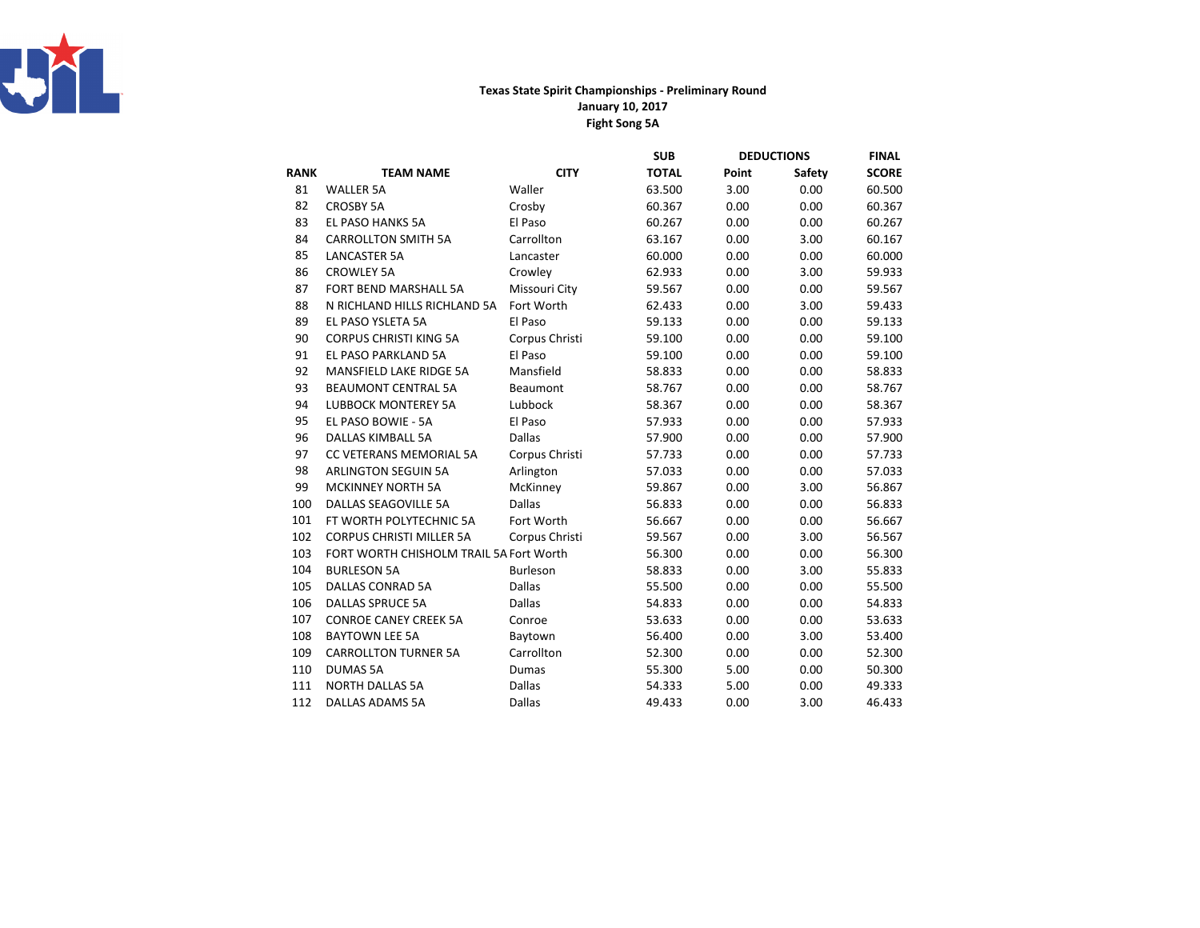**Texas State Spirit Championships - Preliminary Round**
**January 10, 2017**
**Fight Song 5A**

| | | | SUB | DEDUCTIONS | | FINAL |
|---|---|---|---|---|---|---|
| **RANK** | **TEAM NAME** | **CITY** | **TOTAL** | **Point** | **Safety** | **SCORE** |
| 81 | WALLER 5A | Waller | 63.500 | 3.00 | 0.00 | 60.500 |
| 82 | CROSBY 5A | Crosby | 60.367 | 0.00 | 0.00 | 60.367 |
| 83 | EL PASO HANKS 5A | El Paso | 60.267 | 0.00 | 0.00 | 60.267 |
| 84 | CARROLLTON SMITH 5A | Carrollton | 63.167 | 0.00 | 3.00 | 60.167 |
| 85 | LANCASTER 5A | Lancaster | 60.000 | 0.00 | 0.00 | 60.000 |
| 86 | CROWLEY 5A | Crowley | 62.933 | 0.00 | 3.00 | 59.933 |
| 87 | FORT BEND MARSHALL 5A | Missouri City | 59.567 | 0.00 | 0.00 | 59.567 |
| 88 | N RICHLAND HILLS RICHLAND 5A | Fort Worth | 62.433 | 0.00 | 3.00 | 59.433 |
| 89 | EL PASO YSLETA 5A | El Paso | 59.133 | 0.00 | 0.00 | 59.133 |
| 90 | CORPUS CHRISTI KING 5A | Corpus Christi | 59.100 | 0.00 | 0.00 | 59.100 |
| 91 | EL PASO PARKLAND 5A | El Paso | 59.100 | 0.00 | 0.00 | 59.100 |
| 92 | MANSFIELD LAKE RIDGE 5A | Mansfield | 58.833 | 0.00 | 0.00 | 58.833 |
| 93 | BEAUMONT CENTRAL 5A | Beaumont | 58.767 | 0.00 | 0.00 | 58.767 |
| 94 | LUBBOCK MONTEREY 5A | Lubbock | 58.367 | 0.00 | 0.00 | 58.367 |
| 95 | EL PASO BOWIE - 5A | El Paso | 57.933 | 0.00 | 0.00 | 57.933 |
| 96 | DALLAS KIMBALL 5A | Dallas | 57.900 | 0.00 | 0.00 | 57.900 |
| 97 | CC VETERANS MEMORIAL 5A | Corpus Christi | 57.733 | 0.00 | 0.00 | 57.733 |
| 98 | ARLINGTON SEGUIN 5A | Arlington | 57.033 | 0.00 | 0.00 | 57.033 |
| 99 | MCKINNEY NORTH 5A | McKinney | 59.867 | 0.00 | 3.00 | 56.867 |
| 100 | DALLAS SEAGOVILLE 5A | Dallas | 56.833 | 0.00 | 0.00 | 56.833 |
| 101 | FT WORTH POLYTECHNIC 5A | Fort Worth | 56.667 | 0.00 | 0.00 | 56.667 |
| 102 | CORPUS CHRISTI MILLER 5A | Corpus Christi | 59.567 | 0.00 | 3.00 | 56.567 |
| 103 | FORT WORTH CHISHOLM TRAIL 5A | Fort Worth | 56.300 | 0.00 | 0.00 | 56.300 |
| 104 | BURLESON 5A | Burleson | 58.833 | 0.00 | 3.00 | 55.833 |
| 105 | DALLAS CONRAD 5A | Dallas | 55.500 | 0.00 | 0.00 | 55.500 |
| 106 | DALLAS SPRUCE 5A | Dallas | 54.833 | 0.00 | 0.00 | 54.833 |
| 107 | CONROE CANEY CREEK 5A | Conroe | 53.633 | 0.00 | 0.00 | 53.633 |
| 108 | BAYTOWN LEE 5A | Baytown | 56.400 | 0.00 | 3.00 | 53.400 |
| 109 | CARROLLTON TURNER 5A | Carrollton | 52.300 | 0.00 | 0.00 | 52.300 |
| 110 | DUMAS 5A | Dumas | 55.300 | 5.00 | 0.00 | 50.300 |
| 111 | NORTH DALLAS 5A | Dallas | 54.333 | 5.00 | 0.00 | 49.333 |
| 112 | DALLAS ADAMS 5A | Dallas | 49.433 | 0.00 | 3.00 | 46.433 |